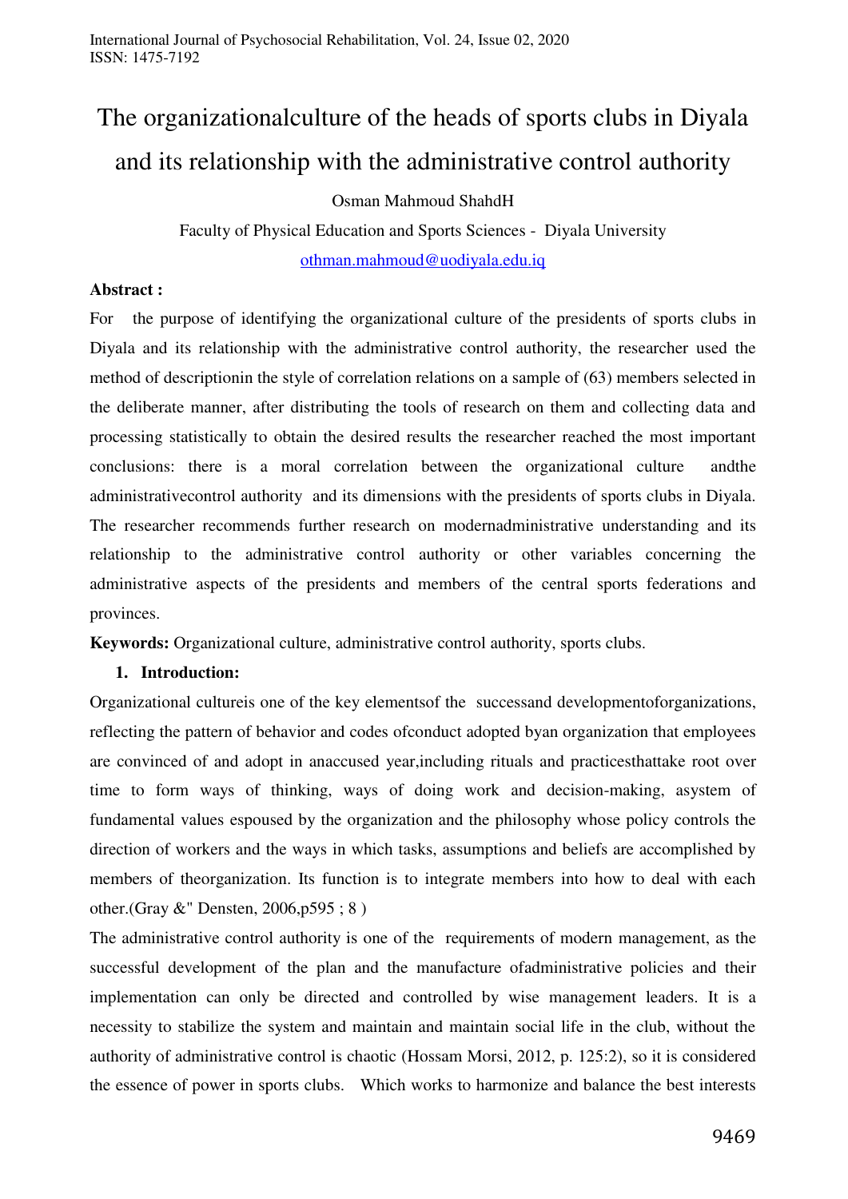# The organizationalculture of the heads of sports clubs in Diyala and its relationship with the administrative control authority

Osman Mahmoud ShahdH

Faculty of Physical Education and Sports Sciences - Diyala University

othman.mahmoud@uodiyala.edu.iq

**Abstract :**

For the purpose of identifying the organizational culture of the presidents of sports clubs in Diyala and its relationship with the administrative control authority, the researcher used the method of descriptionin the style of correlation relations on a sample of (63) members selected in the deliberate manner, after distributing the tools of research on them and collecting data and processing statistically to obtain the desired results the researcher reached the most important conclusions: there is a moral correlation between the organizational culture andthe administrativecontrol authority and its dimensions with the presidents of sports clubs in Diyala. The researcher recommends further research on modernadministrative understanding and its relationship to the administrative control authority or other variables concerning the administrative aspects of the presidents and members of the central sports federations and provinces.

**Keywords:** Organizational culture, administrative control authority, sports clubs.

## 1. Introduction:

Organizational cultureis one of the key elementsof the successand developmentoforganizations, reflecting the pattern of behavior and codes ofconduct adopted byan organization that employees are convinced of and adopt in anaccused year,including rituals and practicesthattake root over time to form ways of thinking, ways of doing work and decision-making, asystem of fundamental values espoused by the organization and the philosophy whose policy controls the direction of workers and the ways in which tasks, assumptions and beliefs are accomplished by members of theorganization. Its function is to integrate members into how to deal with each other.(Gray &" Densten, 2006,p595 ; 8 )

The administrative control authority is one of the requirements of modern management, as the successful development of the plan and the manufacture ofadministrative policies and their implementation can only be directed and controlled by wise management leaders. It is a necessity to stabilize the system and maintain and maintain social life in the club, without the authority of administrative control is chaotic (Hossam Morsi, 2012, p. 125:2), so it is considered the essence of power in sports clubs. Which works to harmonize and balance the best interests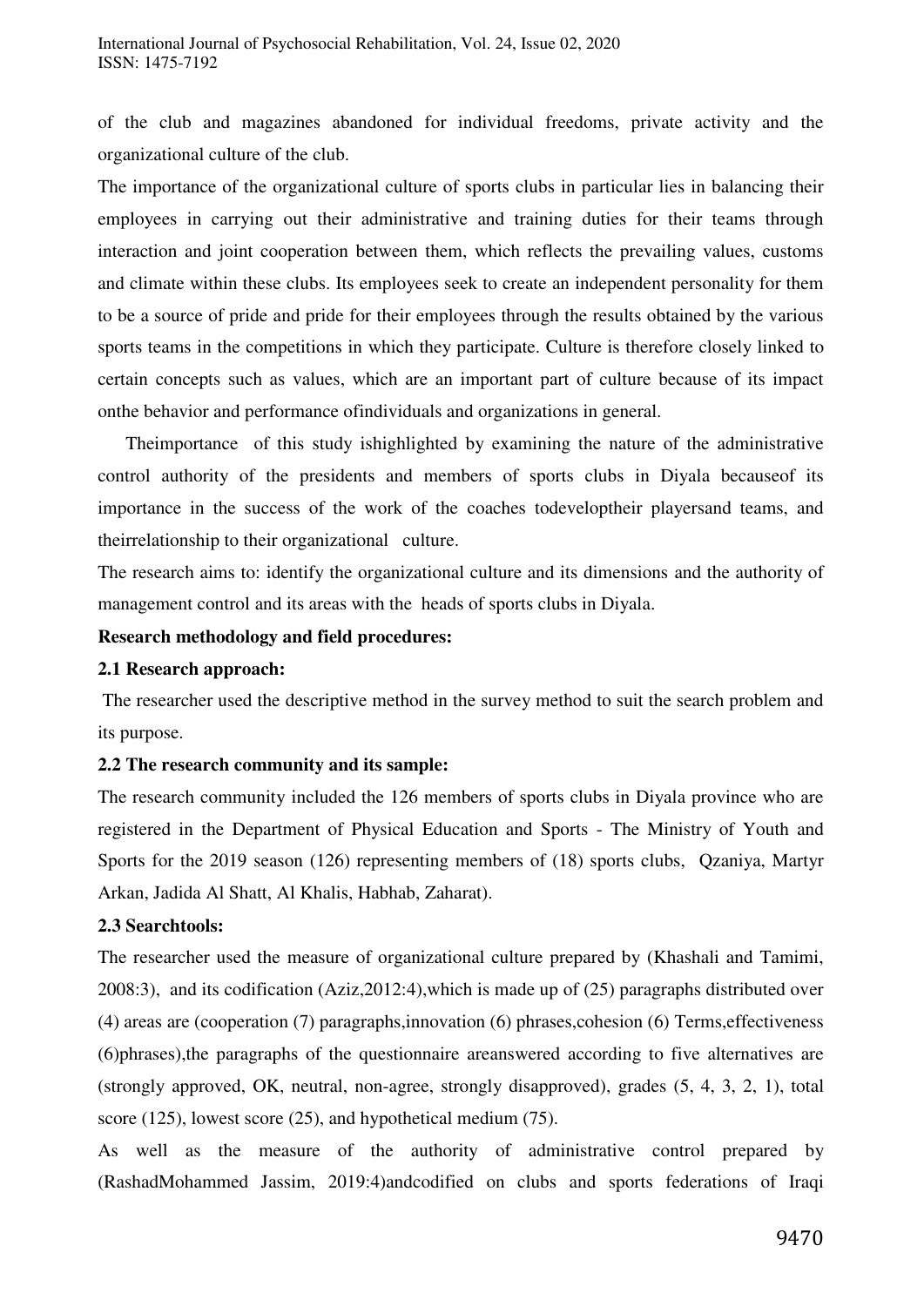of the club and magazines abandoned for individual freedoms, private activity and the organizational culture of the club.

The importance of the organizational culture of sports clubs in particular lies in balancing their employees in carrying out their administrative and training duties for their teams through interaction and joint cooperation between them, which reflects the prevailing values, customs and climate within these clubs. Its employees seek to create an independent personality for them to be a source of pride and pride for their employees through the results obtained by the various sports teams in the competitions in which they participate. Culture is therefore closely linked to certain concepts such as values, which are an important part of culture because of its impact onthe behavior and performance ofindividuals and organizations in general.

Theimportance of this study ishighlighted by examining the nature of the administrative control authority of the presidents and members of sports clubs in Diyala becauseof its importance in the success of the work of the coaches todeveloptheir playersand teams, and theirrelationship to their organizational culture.

The research aims to: identify the organizational culture and its dimensions and the authority of management control and its areas with the heads of sports clubs in Diyala.

**Research methodology and field procedures:**

**2.1 Research approach:**

The researcher used the descriptive method in the survey method to suit the search problem and its purpose.

**2.2 The research community and its sample:**

The research community included the 126 members of sports clubs in Diyala province who are registered in the Department of Physical Education and Sports - The Ministry of Youth and Sports for the 2019 season (126) representing members of (18) sports clubs, Qzaniya, Martyr Arkan, Jadida Al Shatt, Al Khalis, Habhab, Zaharat).

**2.3 Searchtools:**

The researcher used the measure of organizational culture prepared by (Khashali and Tamimi, 2008:3), and its codification (Aziz,2012:4),which is made up of (25) paragraphs distributed over (4) areas are (cooperation (7) paragraphs,innovation (6) phrases,cohesion (6) Terms,effectiveness (6)phrases),the paragraphs of the questionnaire areanswered according to five alternatives are (strongly approved, OK, neutral, non-agree, strongly disapproved), grades (5, 4, 3, 2, 1), total score (125), lowest score (25), and hypothetical medium (75).

As well as the measure of the authority of administrative control prepared by (RashadMohammed Jassim, 2019:4)andcodified on clubs and sports federations of Iraqi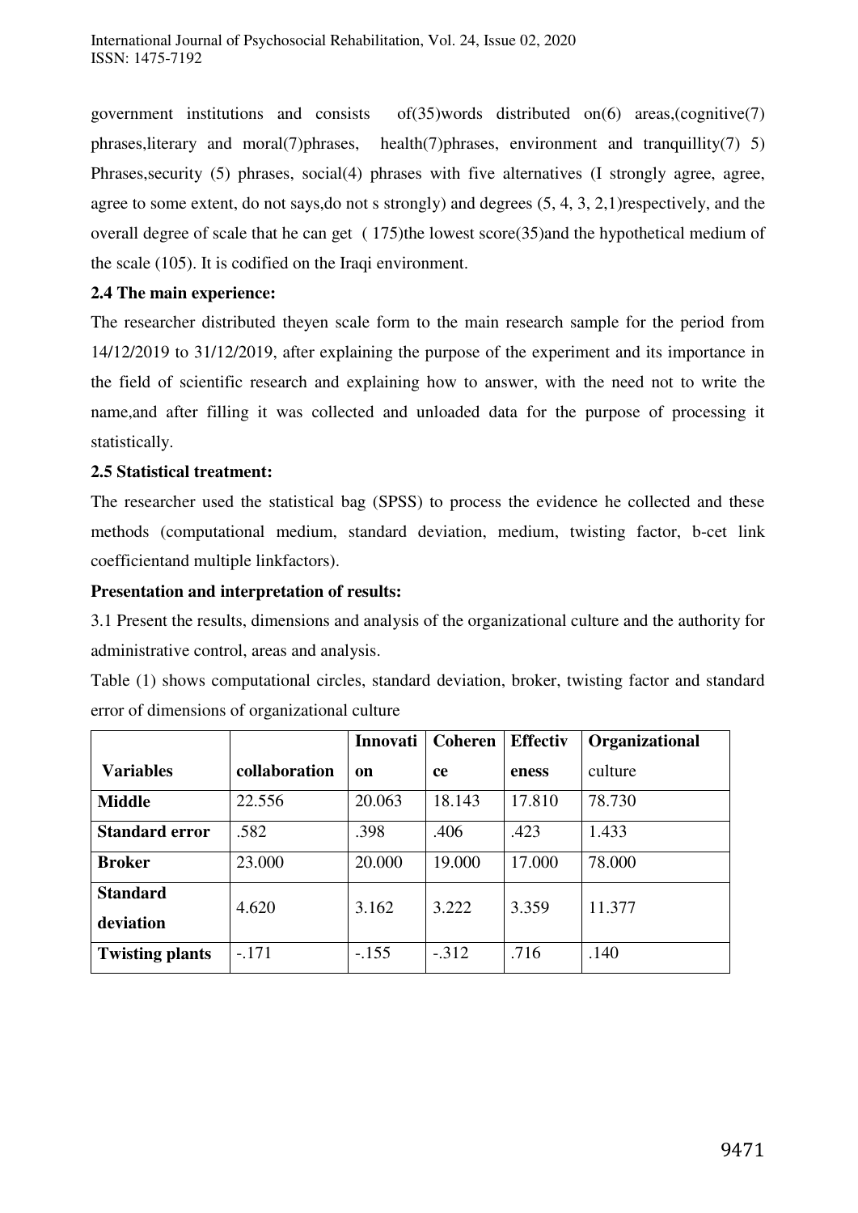government institutions and consists of(35)words distributed on(6) areas,(cognitive(7) phrases,literary and moral(7)phrases, health(7)phrases, environment and tranquillity(7) 5) Phrases,security (5) phrases, social(4) phrases with five alternatives (I strongly agree, agree, agree to some extent, do not says,do not s strongly) and degrees (5, 4, 3, 2,1)respectively, and the overall degree of scale that he can get ( 175)the lowest score(35)and the hypothetical medium of the scale (105). It is codified on the Iraqi environment.

**2.4 The main experience:**

The researcher distributed theyen scale form to the main research sample for the period from 14/12/2019 to 31/12/2019, after explaining the purpose of the experiment and its importance in the field of scientific research and explaining how to answer, with the need not to write the name,and after filling it was collected and unloaded data for the purpose of processing it statistically.

**2.5 Statistical treatment:**

The researcher used the statistical bag (SPSS) to process the evidence he collected and these methods (computational medium, standard deviation, medium, twisting factor, b-cet link coefficientand multiple linkfactors).

**Presentation and interpretation of results:**

3.1 Present the results, dimensions and analysis of the organizational culture and the authority for administrative control, areas and analysis.

Table (1) shows computational circles, standard deviation, broker, twisting factor and standard error of dimensions of organizational culture

| **Variables** | **collaboration** | **Innovation** | **Coherence** | **Effectiveness** | **Organizational** culture |
|---|---|---|---|---|---|
| **Middle** | 22.556 | 20.063 | 18.143 | 17.810 | 78.730 |
| **Standard error** | .582 | .398 | .406 | .423 | 1.433 |
| **Broker** | 23.000 | 20.000 | 19.000 | 17.000 | 78.000 |
| **Standard deviation** | 4.620 | 3.162 | 3.222 | 3.359 | 11.377 |
| **Twisting plants** | -.171 | -.155 | -.312 | .716 | .140 |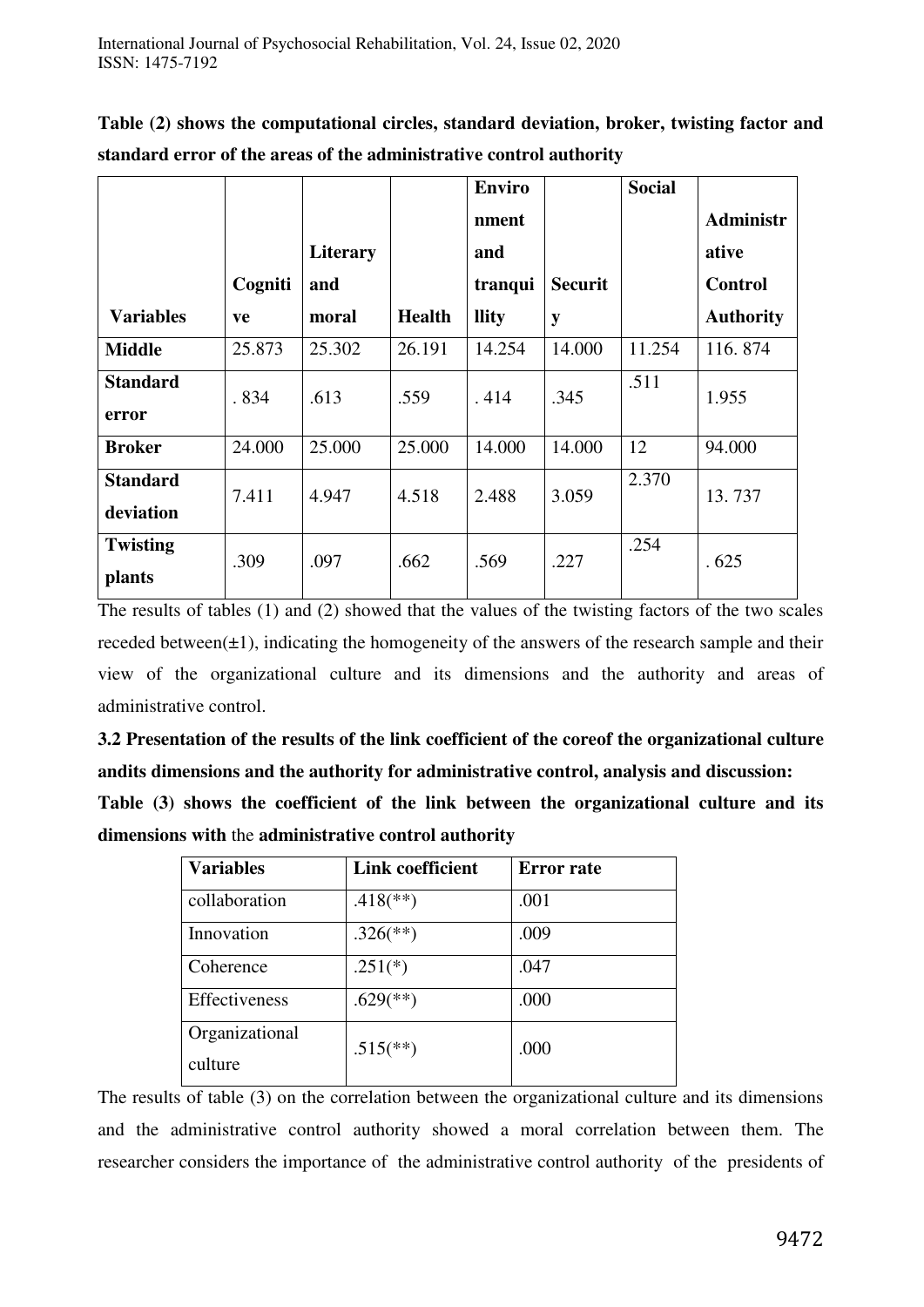**Table (2) shows the computational circles, standard deviation, broker, twisting factor and standard error of the areas of the administrative control authority**

| Variables | Cognitive | Literary and moral | Health | Environment and tranquillity | Security | Social | Administrative Control Authority |
|---|---|---|---|---|---|---|---|
| **Middle** | 25.873 | 25.302 | 26.191 | 14.254 | 14.000 | 11.254 | 116. 874 |
| **Standard error** | . 834 | .613 | .559 | . 414 | .345 | .511 | 1.955 |
| **Broker** | 24.000 | 25.000 | 25.000 | 14.000 | 14.000 | 12 | 94.000 |
| **Standard deviation** | 7.411 | 4.947 | 4.518 | 2.488 | 3.059 | 2.370 | 13. 737 |
| **Twisting plants** | .309 | .097 | .662 | .569 | .227 | .254 | . 625 |

The results of tables (1) and (2) showed that the values of the twisting factors of the two scales receded between(±1), indicating the homogeneity of the answers of the research sample and their view of the organizational culture and its dimensions and the authority and areas of administrative control.

**3.2 Presentation of the results of the link coefficient of the coreof the organizational culture andits dimensions and the authority for administrative control, analysis and discussion:**

**Table (3) shows the coefficient of the link between the organizational culture and its dimensions with** the **administrative control authority**

| Variables | Link coefficient | Error rate |
|---|---|---|
| collaboration | .418(**) | .001 |
| Innovation | .326(**) | .009 |
| Coherence | .251(*) | .047 |
| Effectiveness | .629(**) | .000 |
| Organizational culture | .515(**) | .000 |

The results of table (3) on the correlation between the organizational culture and its dimensions and the administrative control authority showed a moral correlation between them. The researcher considers the importance of the administrative control authority of the presidents of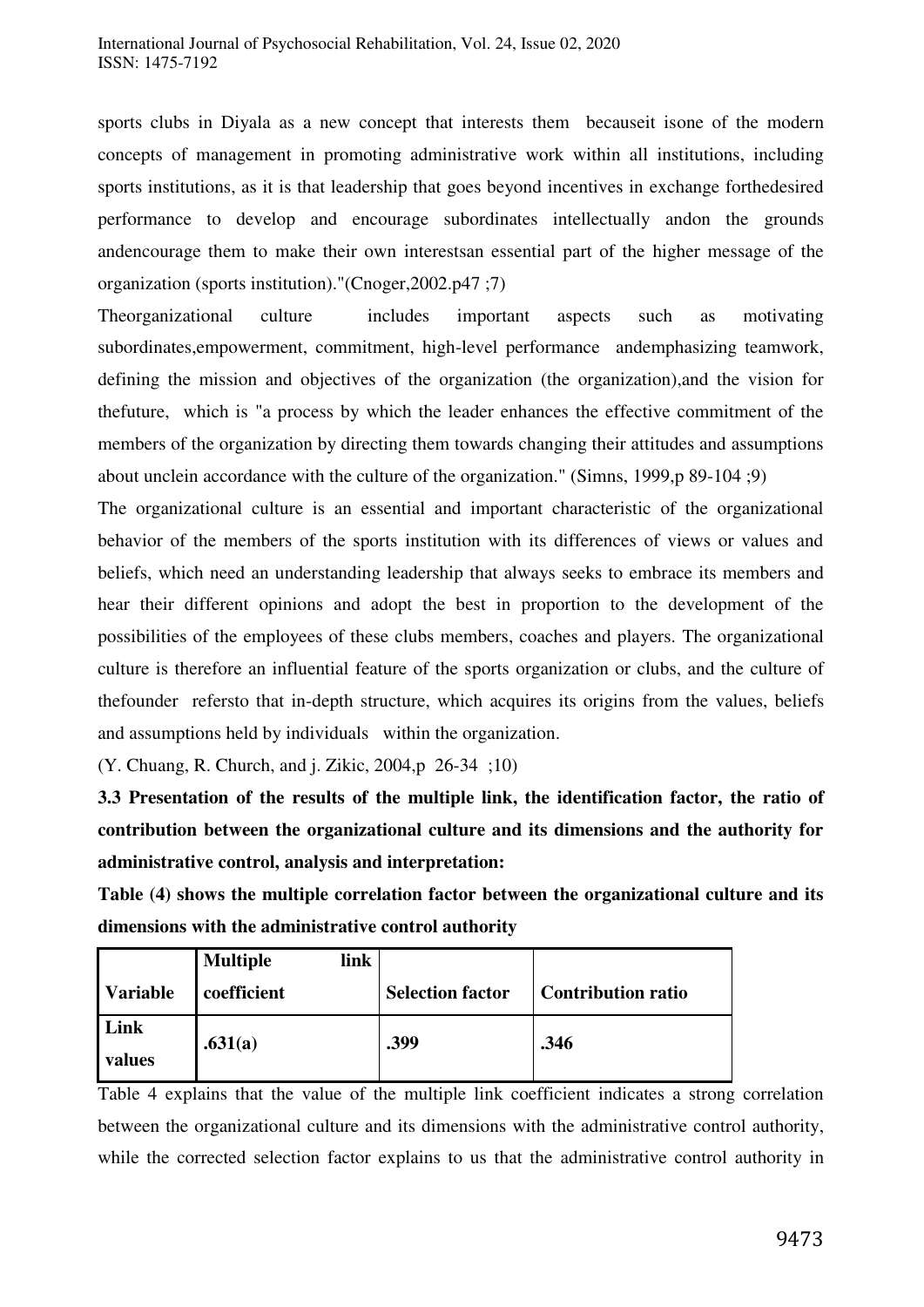sports clubs in Diyala as a new concept that interests them becauseit isone of the modern concepts of management in promoting administrative work within all institutions, including sports institutions, as it is that leadership that goes beyond incentives in exchange forthedesired performance to develop and encourage subordinates intellectually andon the grounds andencourage them to make their own interestsan essential part of the higher message of the organization (sports institution)."(Cnoger,2002.p47 ;7)

Theorganizational culture includes important aspects such as motivating subordinates,empowerment, commitment, high-level performance andemphasizing teamwork, defining the mission and objectives of the organization (the organization),and the vision for thefuture, which is "a process by which the leader enhances the effective commitment of the members of the organization by directing them towards changing their attitudes and assumptions about unclein accordance with the culture of the organization." (Simns, 1999,p 89-104 ;9)

The organizational culture is an essential and important characteristic of the organizational behavior of the members of the sports institution with its differences of views or values and beliefs, which need an understanding leadership that always seeks to embrace its members and hear their different opinions and adopt the best in proportion to the development of the possibilities of the employees of these clubs members, coaches and players. The organizational culture is therefore an influential feature of the sports organization or clubs, and the culture of thefounder refersto that in-depth structure, which acquires its origins from the values, beliefs and assumptions held by individuals within the organization.

(Y. Chuang, R. Church, and j. Zikic, 2004,p 26-34 ;10)

**3.3 Presentation of the results of the multiple link, the identification factor, the ratio of contribution between the organizational culture and its dimensions and the authority for administrative control, analysis and interpretation:**

**Table (4) shows the multiple correlation factor between the organizational culture and its dimensions with the administrative control authority**

| Variable | Multiple link coefficient | Selection factor | Contribution ratio |
|---|---|---|---|
| **Link values** | **.631(a)** | **.399** | **.346** |

Table 4 explains that the value of the multiple link coefficient indicates a strong correlation between the organizational culture and its dimensions with the administrative control authority, while the corrected selection factor explains to us that the administrative control authority in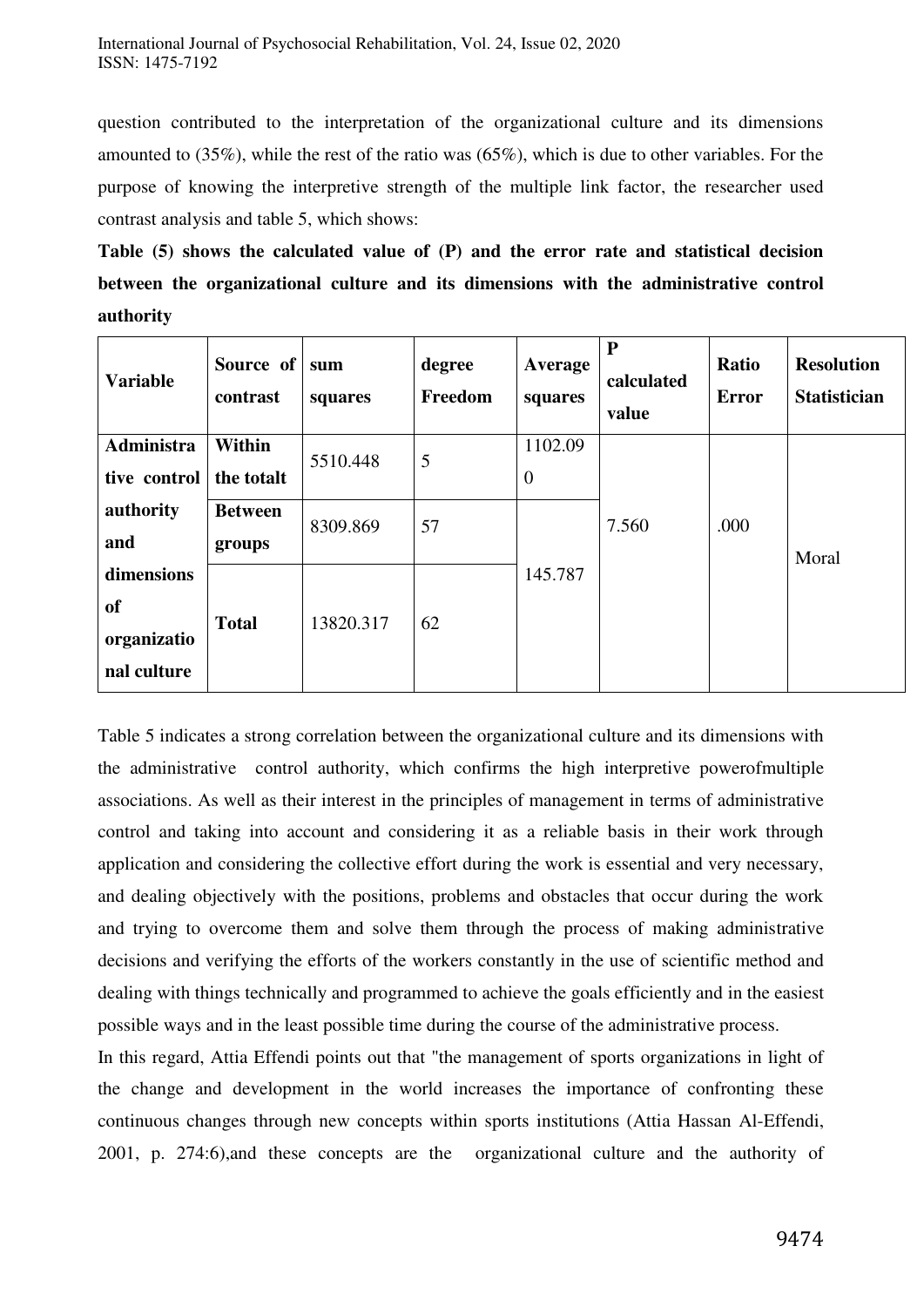question contributed to the interpretation of the organizational culture and its dimensions amounted to (35%), while the rest of the ratio was (65%), which is due to other variables. For the purpose of knowing the interpretive strength of the multiple link factor, the researcher used contrast analysis and table 5, which shows:

**Table (5) shows the calculated value of (P) and the error rate and statistical decision between the organizational culture and its dimensions with the administrative control authority**

| Variable | Source of contrast | sum squares | degree Freedom | Average squares | P calculated value | Ratio Error | Resolution Statistician |
|---|---|---|---|---|---|---|---|
| Administrative control authority and dimensions of organizational culture | Within the totalt | 5510.448 | 5 | 1102.090 | 7.560 | .000 | Moral |
| | Between groups | 8309.869 | 57 | 145.787 | | | |
| | Total | 13820.317 | 62 | | | | |

Table 5 indicates a strong correlation between the organizational culture and its dimensions with the administrative control authority, which confirms the high interpretive powerofmultiple associations. As well as their interest in the principles of management in terms of administrative control and taking into account and considering it as a reliable basis in their work through application and considering the collective effort during the work is essential and very necessary, and dealing objectively with the positions, problems and obstacles that occur during the work and trying to overcome them and solve them through the process of making administrative decisions and verifying the efforts of the workers constantly in the use of scientific method and dealing with things technically and programmed to achieve the goals efficiently and in the easiest possible ways and in the least possible time during the course of the administrative process.

In this regard, Attia Effendi points out that "the management of sports organizations in light of the change and development in the world increases the importance of confronting these continuous changes through new concepts within sports institutions (Attia Hassan Al-Effendi, 2001, p. 274:6),and these concepts are the organizational culture and the authority of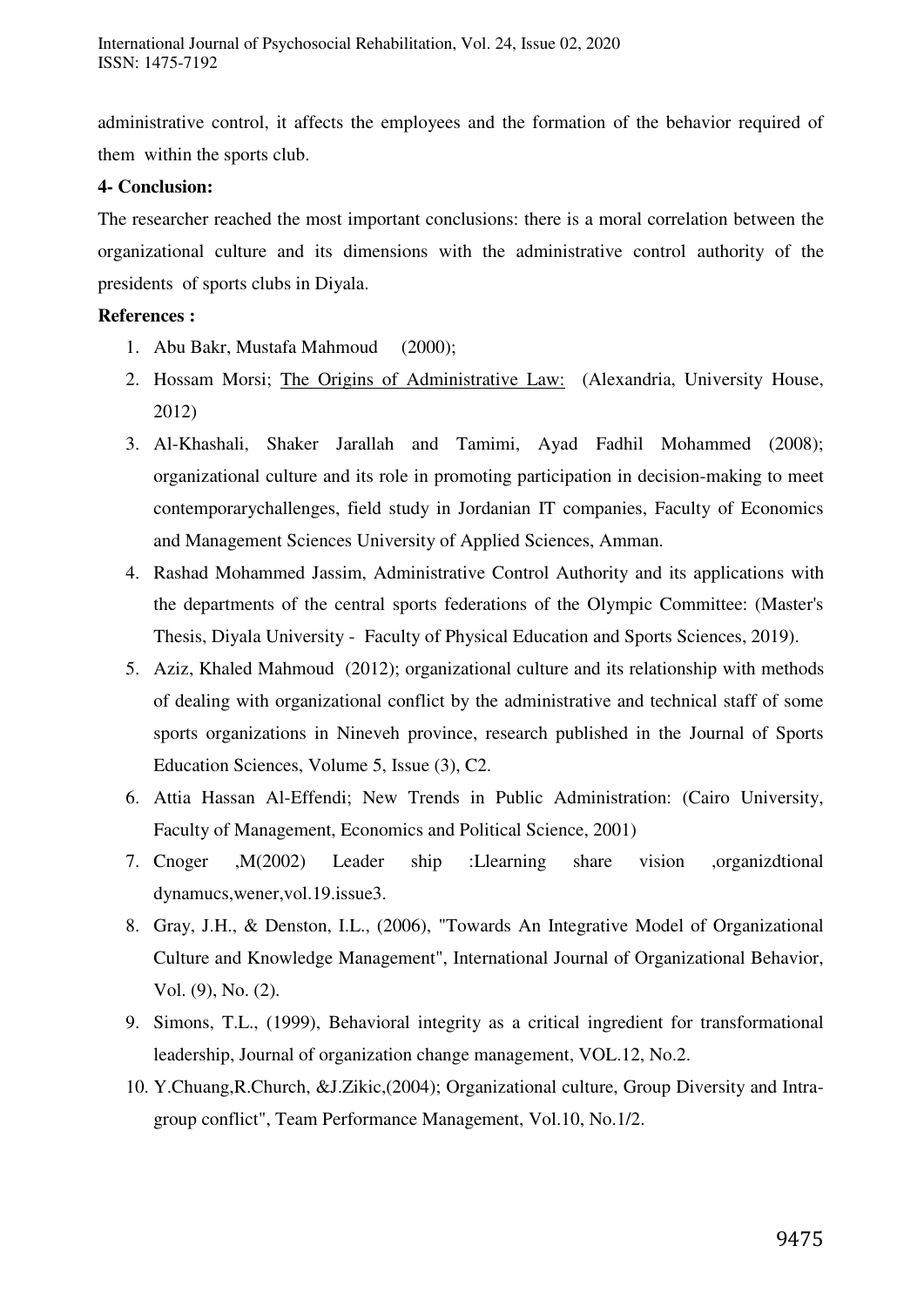administrative control, it affects the employees and the formation of the behavior required of them within the sports club.

**4- Conclusion:**

The researcher reached the most important conclusions: there is a moral correlation between the organizational culture and its dimensions with the administrative control authority of the presidents of sports clubs in Diyala.

**References :**

1. Abu Bakr, Mustafa Mahmoud (2000);
2. Hossam Morsi; The Origins of Administrative Law: (Alexandria, University House, 2012)
3. Al-Khashali, Shaker Jarallah and Tamimi, Ayad Fadhil Mohammed (2008); organizational culture and its role in promoting participation in decision-making to meet contemporarychallenges, field study in Jordanian IT companies, Faculty of Economics and Management Sciences University of Applied Sciences, Amman.
4. Rashad Mohammed Jassim, Administrative Control Authority and its applications with the departments of the central sports federations of the Olympic Committee: (Master's Thesis, Diyala University - Faculty of Physical Education and Sports Sciences, 2019).
5. Aziz, Khaled Mahmoud (2012); organizational culture and its relationship with methods of dealing with organizational conflict by the administrative and technical staff of some sports organizations in Nineveh province, research published in the Journal of Sports Education Sciences, Volume 5, Issue (3), C2.
6. Attia Hassan Al-Effendi; New Trends in Public Administration: (Cairo University, Faculty of Management, Economics and Political Science, 2001)
7. Cnoger ,M(2002) Leader ship :Llearning share vision ,organizdtional dynamucs,wener,vol.19.issue3.
8. Gray, J.H., & Denston, I.L., (2006), "Towards An Integrative Model of Organizational Culture and Knowledge Management", International Journal of Organizational Behavior, Vol. (9), No. (2).
9. Simons, T.L., (1999), Behavioral integrity as a critical ingredient for transformational leadership, Journal of organization change management, VOL.12, No.2.
10. Y.Chuang,R.Church, &J.Zikic,(2004); Organizational culture, Group Diversity and Intra-group conflict", Team Performance Management, Vol.10, No.1/2.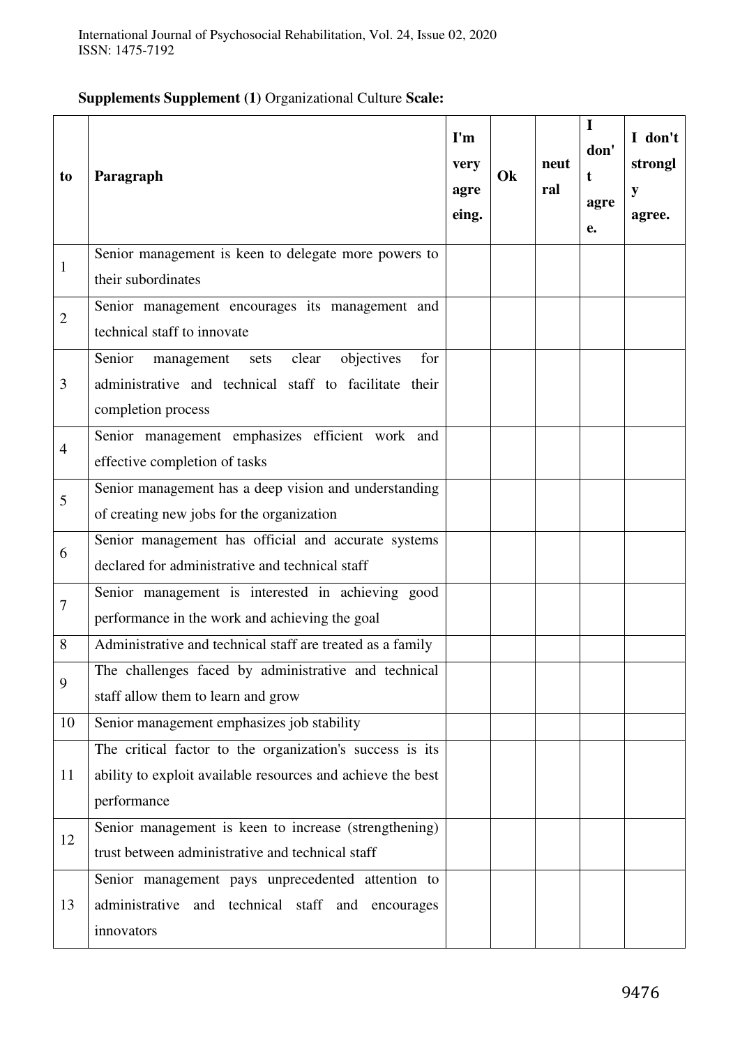**Supplements Supplement (1)** Organizational Culture **Scale:**

| to | Paragraph | I'm very agreeing. | Ok | neutral | I don't agree. | I don't strongly agree. |
|---|---|---|---|---|---|---|
| 1 | Senior management is keen to delegate more powers to their subordinates | | | | | |
| 2 | Senior management encourages its management and technical staff to innovate | | | | | |
| 3 | Senior management sets clear objectives for administrative and technical staff to facilitate their completion process | | | | | |
| 4 | Senior management emphasizes efficient work and effective completion of tasks | | | | | |
| 5 | Senior management has a deep vision and understanding of creating new jobs for the organization | | | | | |
| 6 | Senior management has official and accurate systems declared for administrative and technical staff | | | | | |
| 7 | Senior management is interested in achieving good performance in the work and achieving the goal | | | | | |
| 8 | Administrative and technical staff are treated as a family | | | | | |
| 9 | The challenges faced by administrative and technical staff allow them to learn and grow | | | | | |
| 10 | Senior management emphasizes job stability | | | | | |
| 11 | The critical factor to the organization's success is its ability to exploit available resources and achieve the best performance | | | | | |
| 12 | Senior management is keen to increase (strengthening) trust between administrative and technical staff | | | | | |
| 13 | Senior management pays unprecedented attention to administrative and technical staff and encourages innovators | | | | | |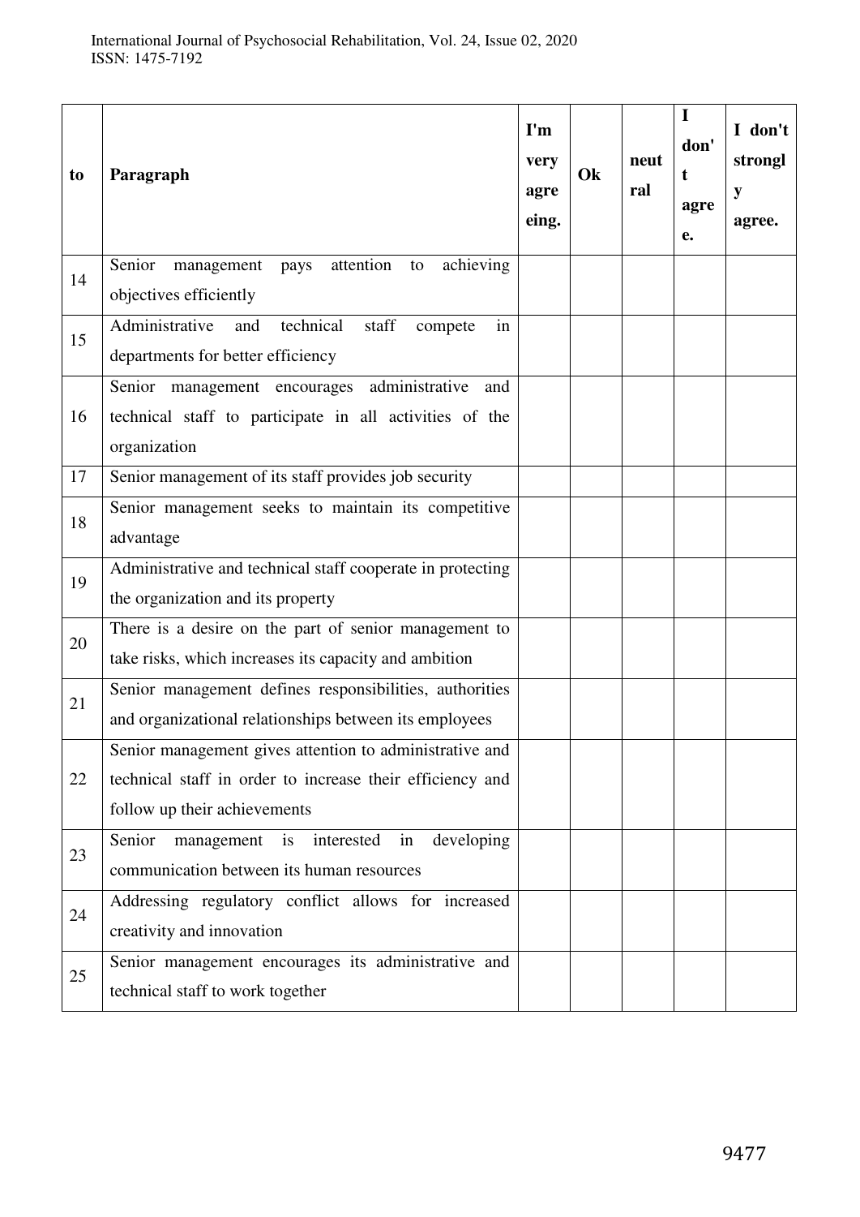| to | Paragraph | I'm very agreeing. | Ok | neutral | I don't agree. | I don't strongly agree. |
|---|---|---|---|---|---|---|
| 14 | Senior management pays attention to achieving objectives efficiently | | | | | |
| 15 | Administrative and technical staff compete in departments for better efficiency | | | | | |
| 16 | Senior management encourages administrative and technical staff to participate in all activities of the organization | | | | | |
| 17 | Senior management of its staff provides job security | | | | | |
| 18 | Senior management seeks to maintain its competitive advantage | | | | | |
| 19 | Administrative and technical staff cooperate in protecting the organization and its property | | | | | |
| 20 | There is a desire on the part of senior management to take risks, which increases its capacity and ambition | | | | | |
| 21 | Senior management defines responsibilities, authorities and organizational relationships between its employees | | | | | |
| 22 | Senior management gives attention to administrative and technical staff in order to increase their efficiency and follow up their achievements | | | | | |
| 23 | Senior management is interested in developing communication between its human resources | | | | | |
| 24 | Addressing regulatory conflict allows for increased creativity and innovation | | | | | |
| 25 | Senior management encourages its administrative and technical staff to work together | | | | | |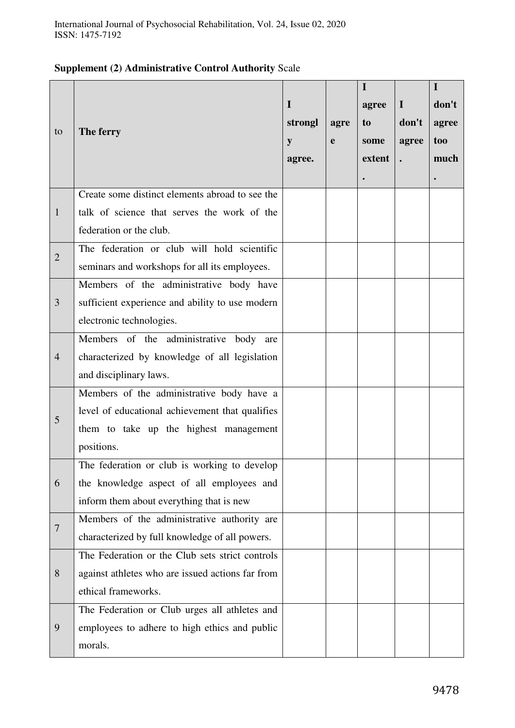**Supplement (2) Administrative Control Authority** Scale

| to | **The ferry** | **I strongly agree.** | **agree** | **I agree to some extent.** | **I don't agree.** | **I don't agree too much.** |
|---|---|---|---|---|---|---|
| 1 | Create some distinct elements abroad to see the talk of science that serves the work of the federation or the club. | | | | | |
| 2 | The federation or club will hold scientific seminars and workshops for all its employees. | | | | | |
| 3 | Members of the administrative body have sufficient experience and ability to use modern electronic technologies. | | | | | |
| 4 | Members of the administrative body are characterized by knowledge of all legislation and disciplinary laws. | | | | | |
| 5 | Members of the administrative body have a level of educational achievement that qualifies them to take up the highest management positions. | | | | | |
| 6 | The federation or club is working to develop the knowledge aspect of all employees and inform them about everything that is new | | | | | |
| 7 | Members of the administrative authority are characterized by full knowledge of all powers. | | | | | |
| 8 | The Federation or the Club sets strict controls against athletes who are issued actions far from ethical frameworks. | | | | | |
| 9 | The Federation or Club urges all athletes and employees to adhere to high ethics and public morals. | | | | | |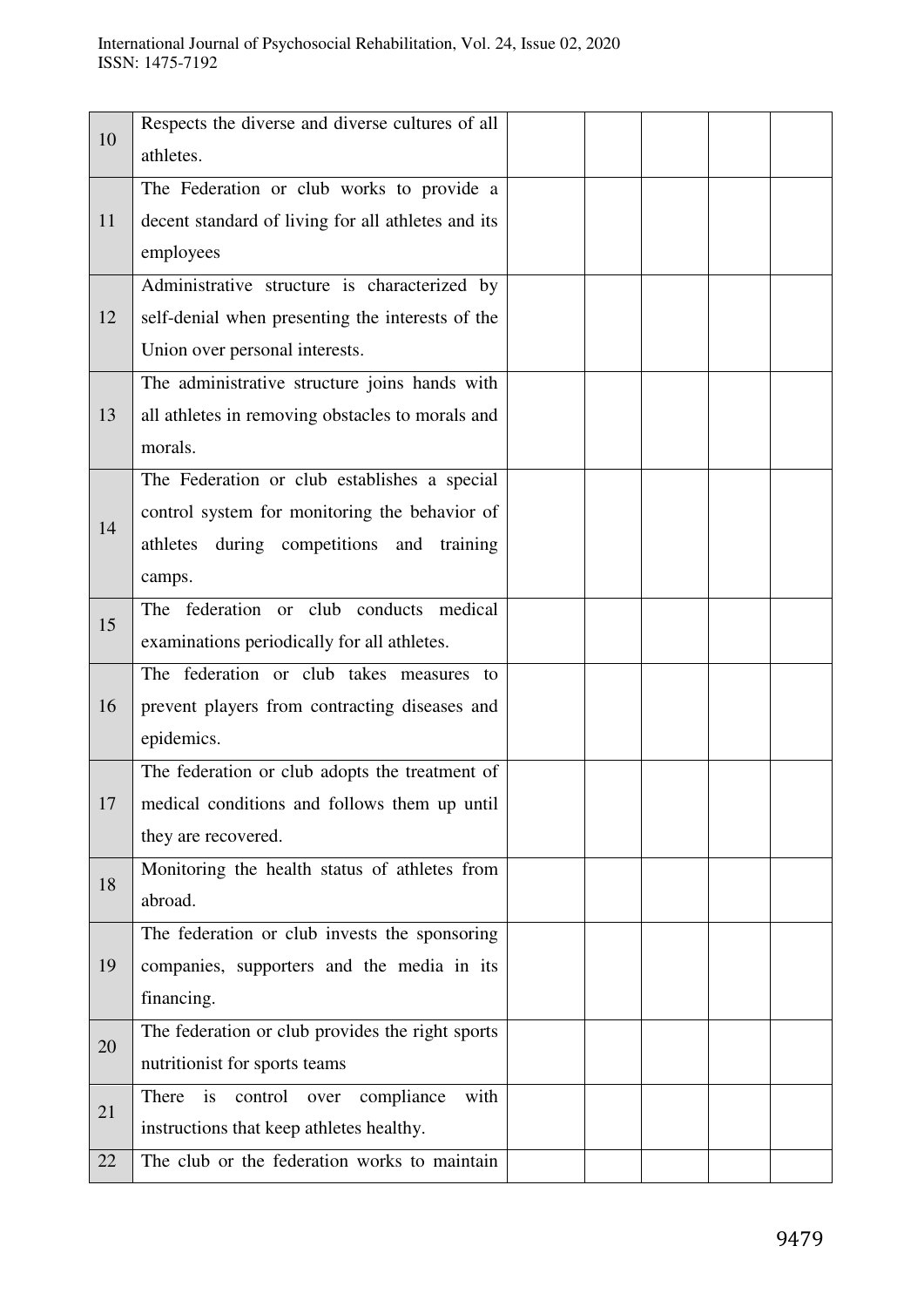| | | | | | | |
|---|---|---|---|---|---|---|
| 10 | Respects the diverse and diverse cultures of all athletes. | | | | | |
| 11 | The Federation or club works to provide a decent standard of living for all athletes and its employees | | | | | |
| 12 | Administrative structure is characterized by self-denial when presenting the interests of the Union over personal interests. | | | | | |
| 13 | The administrative structure joins hands with all athletes in removing obstacles to morals and morals. | | | | | |
| 14 | The Federation or club establishes a special control system for monitoring the behavior of athletes during competitions and training camps. | | | | | |
| 15 | The federation or club conducts medical examinations periodically for all athletes. | | | | | |
| 16 | The federation or club takes measures to prevent players from contracting diseases and epidemics. | | | | | |
| 17 | The federation or club adopts the treatment of medical conditions and follows them up until they are recovered. | | | | | |
| 18 | Monitoring the health status of athletes from abroad. | | | | | |
| 19 | The federation or club invests the sponsoring companies, supporters and the media in its financing. | | | | | |
| 20 | The federation or club provides the right sports nutritionist for sports teams | | | | | |
| 21 | There is control over compliance with instructions that keep athletes healthy. | | | | | |
| 22 | The club or the federation works to maintain | | | | | |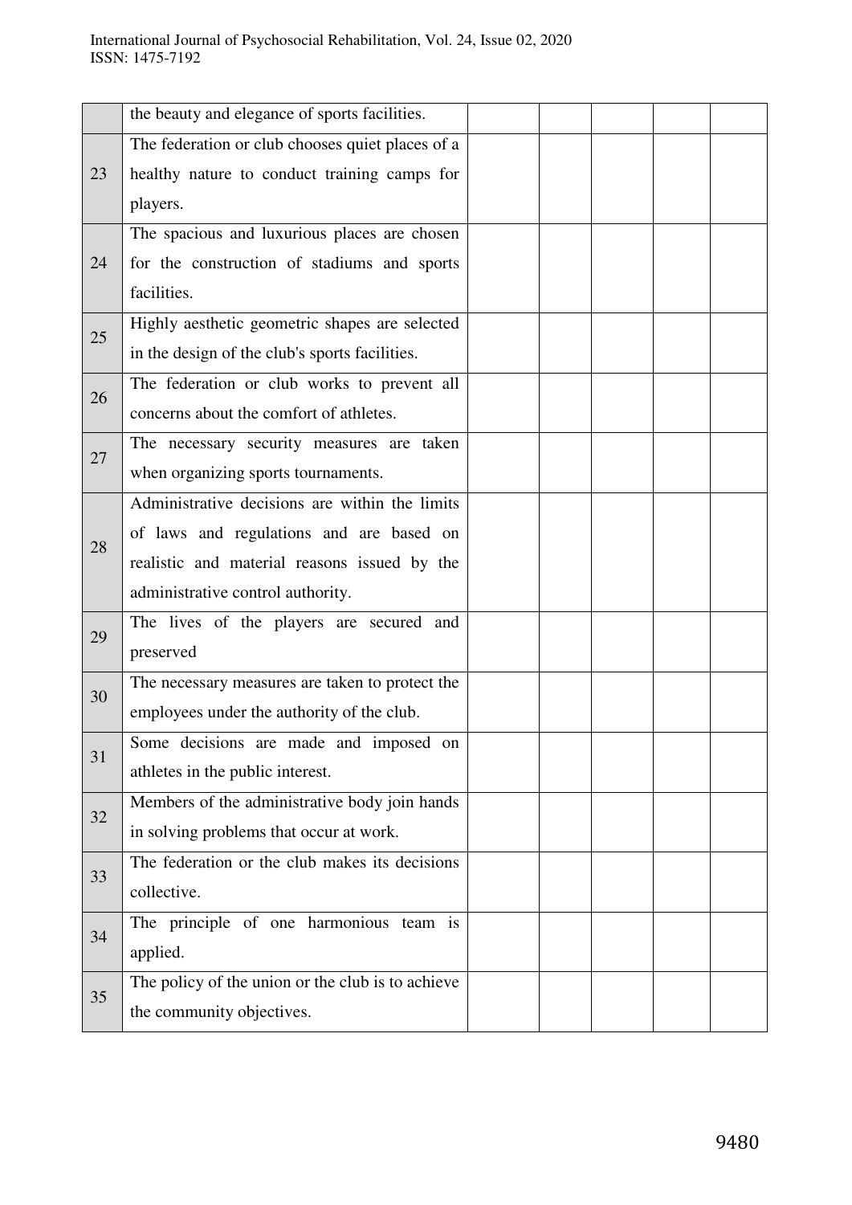| | | | | | | |
|---|---|---|---|---|---|---|
| | the beauty and elegance of sports facilities. | | | | | |
| 23 | The federation or club chooses quiet places of a healthy nature to conduct training camps for players. | | | | | |
| 24 | The spacious and luxurious places are chosen for the construction of stadiums and sports facilities. | | | | | |
| 25 | Highly aesthetic geometric shapes are selected in the design of the club's sports facilities. | | | | | |
| 26 | The federation or club works to prevent all concerns about the comfort of athletes. | | | | | |
| 27 | The necessary security measures are taken when organizing sports tournaments. | | | | | |
| 28 | Administrative decisions are within the limits of laws and regulations and are based on realistic and material reasons issued by the administrative control authority. | | | | | |
| 29 | The lives of the players are secured and preserved | | | | | |
| 30 | The necessary measures are taken to protect the employees under the authority of the club. | | | | | |
| 31 | Some decisions are made and imposed on athletes in the public interest. | | | | | |
| 32 | Members of the administrative body join hands in solving problems that occur at work. | | | | | |
| 33 | The federation or the club makes its decisions collective. | | | | | |
| 34 | The principle of one harmonious team is applied. | | | | | |
| 35 | The policy of the union or the club is to achieve the community objectives. | | | | | |